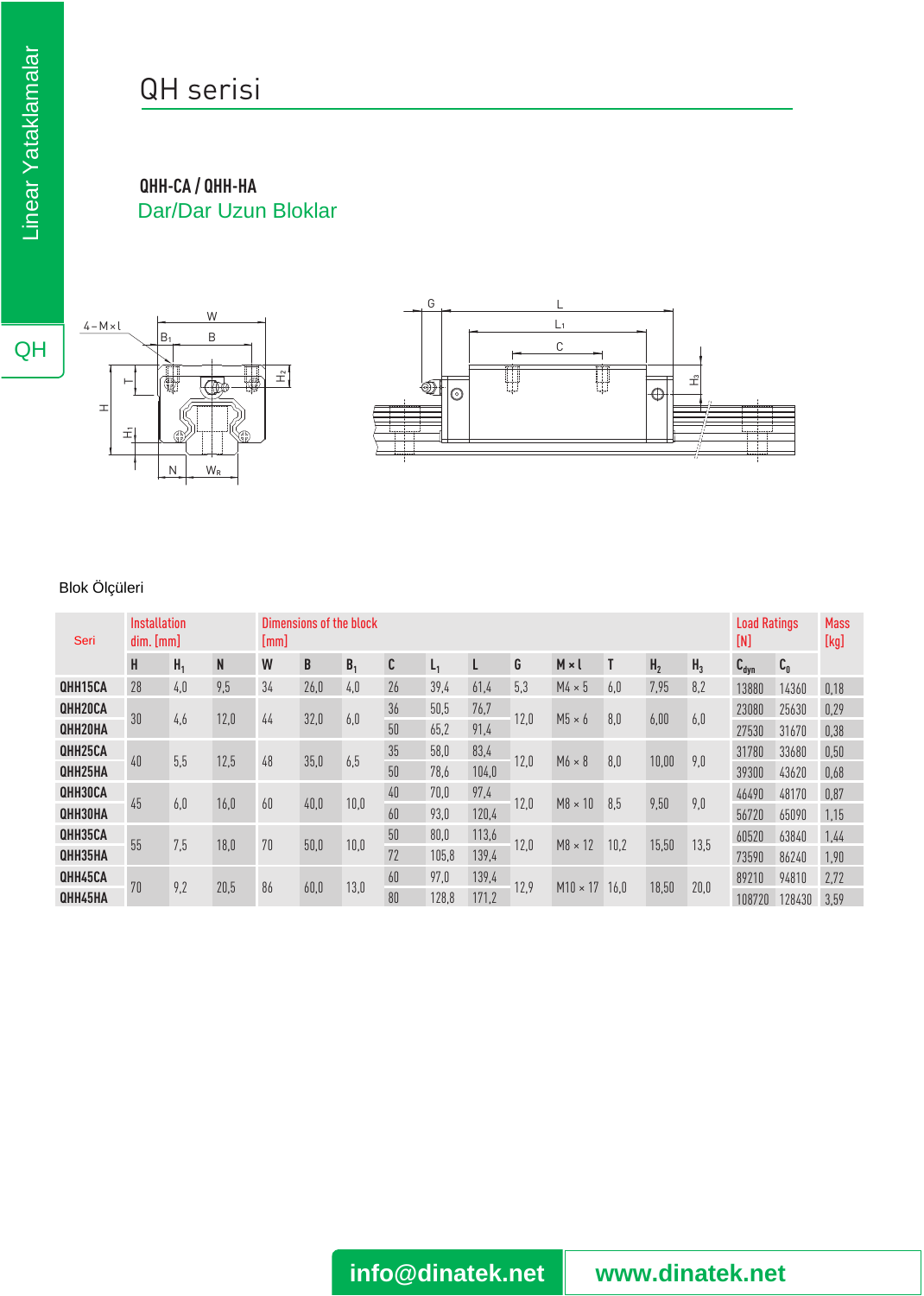# QH serisi

**QHH-CA / QHH-HA**

Dar/Dar Uzun Bloklar

Blok Ölçüleri

| Seri | Installation dim. [mm] | | | Dimensions of the block [mm] | | | | | | | | | | | Load Ratings [N] | | Mass [kg] |
|---|---|---|---|---|---|---|---|---|---|---|---|---|---|---|---|---|---|
| | H | $H_1$ | N | W | B | $B_1$ | C | $L_1$ | L | G | M × l | T | $H_2$ | $H_3$ | $C_{dyn}$ | $C_0$ | |
| QHH15CA | 28 | 4,0 | 9,5 | 34 | 26,0 | 4,0 | 26 | 39,4 | 61,4 | 5,3 | M4 × 5 | 6,0 | 7,95 | 8,2 | 13880 | 14360 | 0,18 |
| QHH20CA | 30 | 4,6 | 12,0 | 44 | 32,0 | 6,0 | 36 | 50,5 | 76,7 | 12,0 | M5 × 6 | 8,0 | 6,00 | 6,0 | 23080 | 25630 | 0,29 |
| QHH20HA | | | | | | | 50 | 65,2 | 91,4 | | | | | | 27530 | 31670 | 0,38 |
| QHH25CA | 40 | 5,5 | 12,5 | 48 | 35,0 | 6,5 | 35 | 58,0 | 83,4 | 12,0 | M6 × 8 | 8,0 | 10,00 | 9,0 | 31780 | 33680 | 0,50 |
| QHH25HA | | | | | | | 50 | 78,6 | 104,0 | | | | | | 39300 | 43620 | 0,68 |
| QHH30CA | 45 | 6,0 | 16,0 | 60 | 40,0 | 10,0 | 40 | 70,0 | 97,4 | 12,0 | M8 × 10 | 8,5 | 9,50 | 9,0 | 46490 | 48170 | 0,87 |
| QHH30HA | | | | | | | 60 | 93,0 | 120,4 | | | | | | 56720 | 65090 | 1,15 |
| QHH35CA | 55 | 7,5 | 18,0 | 70 | 50,0 | 10,0 | 50 | 80,0 | 113,6 | 12,0 | M8 × 12 | 10,2 | 15,50 | 13,5 | 60520 | 63840 | 1,44 |
| QHH35HA | | | | | | | 72 | 105,8 | 139,4 | | | | | | 73590 | 86240 | 1,90 |
| QHH45CA | 70 | 9,2 | 20,5 | 86 | 60,0 | 13,0 | 60 | 97,0 | 139,4 | 12,9 | M10 × 17 | 16,0 | 18,50 | 20,0 | 89210 | 94810 | 2,72 |
| QHH45HA | | | | | | | 80 | 128,8 | 171,2 | | | | | | 108720 | 128430 | 3,59 |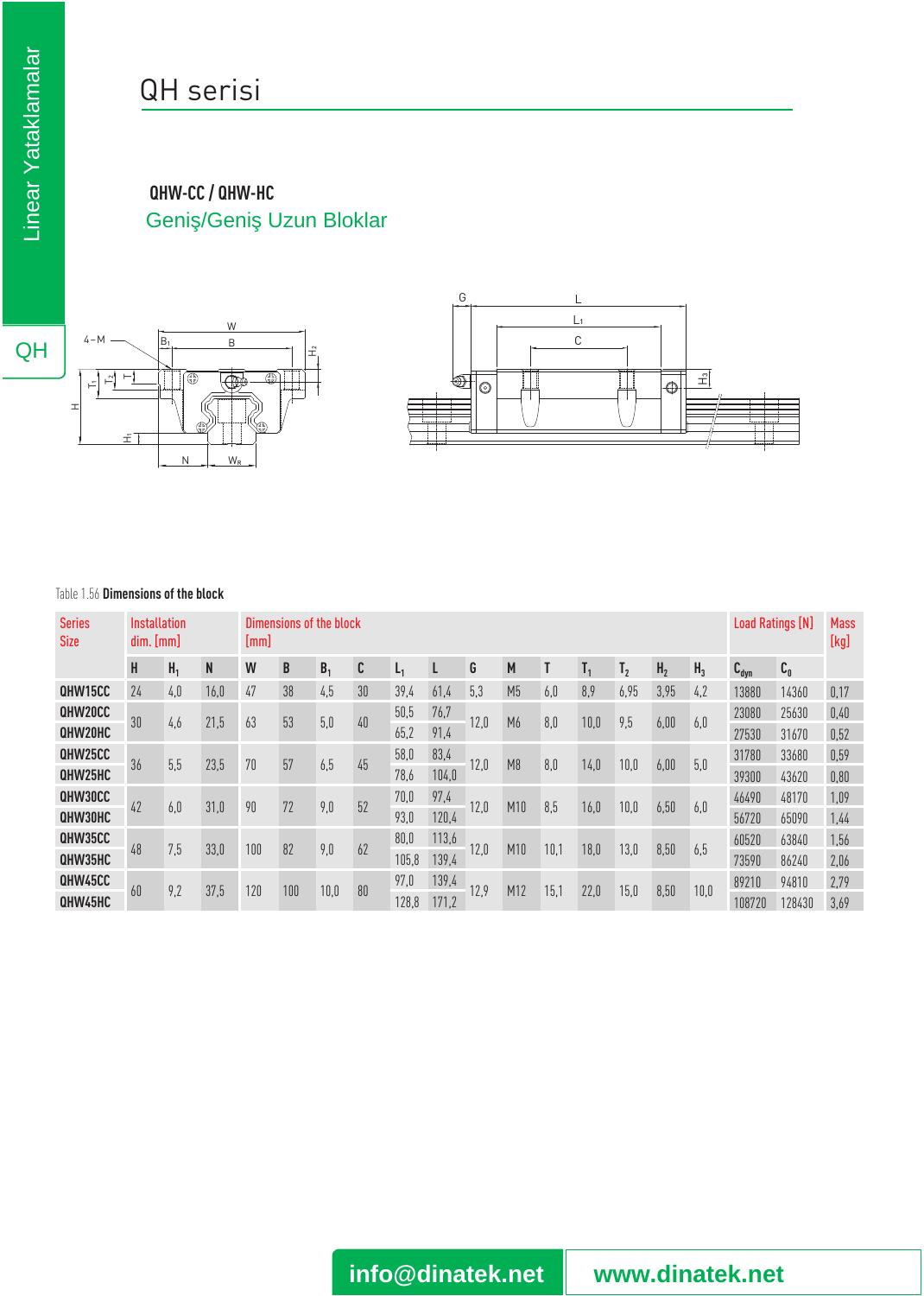# QH serisi

**QHW-CC / QHW-HC**

Geniş/Geniş Uzun Bloklar

Table 1.56 **Dimensions of the block**

| Series Size | Installation dim. [mm] | | | Dimensions of the block [mm] | | | | | | | | | | | | | | Load Ratings [N] | | Mass [kg] |
|---|---|---|---|---|---|---|---|---|---|---|---|---|---|---|---|---|---|---|---|---|
| | H | $H_1$ | N | W | B | $B_1$ | C | $L_1$ | L | G | M | T | $T_1$ | $T_2$ | $H_2$ | $H_3$ | | $C_{dyn}$ | $C_0$ | |
| QHW15CC | 24 | 4,0 | 16,0 | 47 | 38 | 4,5 | 30 | 39,4 | 61,4 | 5,3 | M5 | 6,0 | 8,9 | 6,95 | 3,95 | 4,2 | | 13880 | 14360 | 0,17 |
| QHW20CC | 30 | 4,6 | 21,5 | 63 | 53 | 5,0 | 40 | 50,5 | 76,7 | 12,0 | M6 | 8,0 | 10,0 | 9,5 | 6,00 | 6,0 | | 23080 | 25630 | 0,40 |
| QHW20HC | | | | | | | | 65,2 | 91,4 | | | | | | | | | 27530 | 31670 | 0,52 |
| QHW25CC | 36 | 5,5 | 23,5 | 70 | 57 | 6,5 | 45 | 58,0 | 83,4 | 12,0 | M8 | 8,0 | 14,0 | 10,0 | 6,00 | 5,0 | | 31780 | 33680 | 0,59 |
| QHW25HC | | | | | | | | 78,6 | 104,0 | | | | | | | | | 39300 | 43620 | 0,80 |
| QHW30CC | 42 | 6,0 | 31,0 | 90 | 72 | 9,0 | 52 | 70,0 | 97,4 | 12,0 | M10 | 8,5 | 16,0 | 10,0 | 6,50 | 6,0 | | 46490 | 48170 | 1,09 |
| QHW30HC | | | | | | | | 93,0 | 120,4 | | | | | | | | | 56720 | 65090 | 1,44 |
| QHW35CC | 48 | 7,5 | 33,0 | 100 | 82 | 9,0 | 62 | 80,0 | 113,6 | 12,0 | M10 | 10,1 | 18,0 | 13,0 | 8,50 | 6,5 | | 60520 | 63840 | 1,56 |
| QHW35HC | | | | | | | | 105,8 | 139,4 | | | | | | | | | 73590 | 86240 | 2,06 |
| QHW45CC | 60 | 9,2 | 37,5 | 120 | 100 | 10,0 | 80 | 97,0 | 139,4 | 12,9 | M12 | 15,1 | 22,0 | 15,0 | 8,50 | 10,0 | | 89210 | 94810 | 2,79 |
| QHW45HC | | | | | | | | 128,8 | 171,2 | | | | | | | | | 108720 | 128430 | 3,69 |